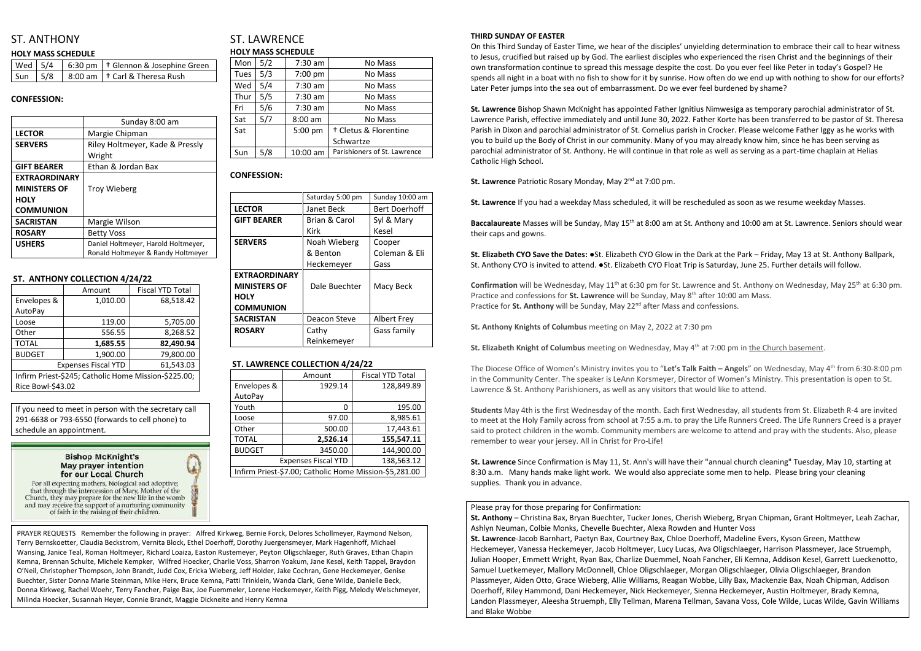# ST. ANTHONY

**HOLY MASS SCHEDULE**

| | | | |
|---|---|---|---|
| Wed | 5/4 | 6:30 pm | † Glennon & Josephine Green |
| Sun | 5/8 | 8:00 am | † Carl & Theresa Rush |

**CONFESSION:**

| | Sunday 8:00 am |
|---|---|
| **LECTOR** | Margie Chipman |
| **SERVERS** | Riley Holtmeyer, Kade & Pressly Wright |
| **GIFT BEARER** | Ethan & Jordan Bax |
| **EXTRAORDINARY MINISTERS OF HOLY COMMUNION** | Troy Wieberg |
| **SACRISTAN** | Margie Wilson |
| **ROSARY** | Betty Voss |
| **USHERS** | Daniel Holtmeyer, Harold Holtmeyer, Ronald Holtmeyer & Randy Holtmeyer |

**ST. ANTHONY COLLECTION 4/24/22**

| | Amount | Fiscal YTD Total |
|---|---|---|
| Envelopes & AutoPay | 1,010.00 | 68,518.42 |
| Loose | 119.00 | 5,705.00 |
| Other | 556.55 | 8,268.52 |
| TOTAL | 1,685.55 | **82,490.94** |
| BUDGET | 1,900.00 | 79,800.00 |
| Expenses Fiscal YTD | | 61,543.03 |
| Infirm Priest-$245; Catholic Home Mission-$225.00; Rice Bowl-$43.02 | | |

If you need to meet in person with the secretary call 291-6638 or 793-6550 (forwards to cell phone) to schedule an appointment.

**Bishop McKnight's May prayer intention for our Local Church**

For all expecting mothers, biological and adoptive; that through the intercession of Mary, Mother of the Church, they may prepare for the new life in the womb and may receive the support of a nurturing community of faith in the raising of their children.

# ST. LAWRENCE

**HOLY MASS SCHEDULE**

| | | | |
|---|---|---|---|
| Mon | 5/2 | 7:30 am | No Mass |
| Tues | 5/3 | 7:00 pm | No Mass |
| Wed | 5/4 | 7:30 am | No Mass |
| Thur | 5/5 | 7:30 am | No Mass |
| Fri | 5/6 | 7:30 am | No Mass |
| Sat | 5/7 | 8:00 am | No Mass |
| Sat | | 5:00 pm | † Cletus & Florentine Schwartze |
| Sun | 5/8 | 10:00 am | Parishioners of St. Lawrence |

**CONFESSION:**

| | Saturday 5:00 pm | Sunday 10:00 am |
|---|---|---|
| **LECTOR** | Janet Beck | Bert Doerhoff |
| **GIFT BEARER** | Brian & Carol Kirk | Syl & Mary Kesel |
| **SERVERS** | Noah Wieberg & Benton Heckemeyer | Cooper Coleman & Eli Gass |
| **EXTRAORDINARY MINISTERS OF HOLY COMMUNION** | Dale Buechter | Macy Beck |
| **SACRISTAN** | Deacon Steve | Albert Frey |
| **ROSARY** | Cathy Reinkemeyer | Gass family |

**ST. LAWRENCE COLLECTION 4/24/22**

| | Amount | Fiscal YTD Total |
|---|---|---|
| Envelopes & AutoPay | 1929.14 | 128,849.89 |
| Youth | 0 | 195.00 |
| Loose | 97.00 | 8,985.61 |
| Other | 500.00 | 17,443.61 |
| TOTAL | **2,526.14** | **155,547.11** |
| BUDGET | 3450.00 | 144,900.00 |
| Expenses Fiscal YTD | | 138,563.12 |
| Infirm Priest-$7.00; Catholic Home Mission-$5,281.00 | | |

PRAYER REQUESTS Remember the following in prayer: Alfred Kirkweg, Bernie Forck, Delores Schollmeyer, Raymond Nelson, Terry Bernskoetter, Claudia Beckstrom, Vernita Block, Ethel Doerhoff, Dorothy Juergensmeyer, Mark Hagenhoff, Michael Wansing, Janice Teal, Roman Holtmeyer, Richard Loaiza, Easton Rustemeyer, Peyton Oligschlaeger, Ruth Graves, Ethan Chapin Kemna, Brennan Schulte, Michele Kempker, Wilfred Hoecker, Charlie Voss, Sharron Yoakum, Jane Kesel, Keith Tappel, Braydon O'Neil, Christopher Thompson, John Brandt, Judd Cox, Ericka Wieberg, Jeff Holder, Jake Cochran, Gene Heckemeyer, Genise Buechter, Sister Donna Marie Steinman, Mike Herx, Bruce Kemna, Patti Trinklein, Wanda Clark, Gene Wilde, Danielle Beck, Donna Kirkweg, Rachel Woehr, Terry Fancher, Paige Bax, Joe Fuemmeler, Lorene Heckemeyer, Keith Pigg, Melody Welschmeyer, Milinda Hoecker, Susannah Heyer, Connie Brandt, Maggie Dickneite and Henry Kemna

**THIRD SUNDAY OF EASTER**

On this Third Sunday of Easter Time, we hear of the disciples' unyielding determination to embrace their call to hear witness to Jesus, crucified but raised up by God. The earliest disciples who experienced the risen Christ and the beginnings of their own transformation continue to spread this message despite the cost. Do you ever feel like Peter in today's Gospel? He spends all night in a boat with no fish to show for it by sunrise. How often do we end up with nothing to show for our efforts? Later Peter jumps into the sea out of embarrassment. Do we ever feel burdened by shame?

**St. Lawrence** Bishop Shawn McKnight has appointed Father Ignitius Nimwesiga as temporary parochial administrator of St. Lawrence Parish, effective immediately and until June 30, 2022. Father Korte has been transferred to be pastor of St. Theresa Parish in Dixon and parochial administrator of St. Cornelius parish in Crocker. Please welcome Father Iggy as he works with you to build up the Body of Christ in our community. Many of you may already know him, since he has been serving as parochial administrator of St. Anthony. He will continue in that role as well as serving as a part-time chaplain at Helias Catholic High School.

**St. Lawrence** Patriotic Rosary Monday, May 2nd at 7:00 pm.

**St. Lawrence** If you had a weekday Mass scheduled, it will be rescheduled as soon as we resume weekday Masses.

**Baccalaureate** Masses will be Sunday, May 15th at 8:00 am at St. Anthony and 10:00 am at St. Lawrence. Seniors should wear their caps and gowns.

**St. Elizabeth CYO Save the Dates:** ●St. Elizabeth CYO Glow in the Dark at the Park – Friday, May 13 at St. Anthony Ballpark, St. Anthony CYO is invited to attend. ●St. Elizabeth CYO Float Trip is Saturday, June 25. Further details will follow.

**Confirmation** will be Wednesday, May 11th at 6:30 pm for St. Lawrence and St. Anthony on Wednesday, May 25th at 6:30 pm. Practice and confessions for **St. Lawrence** will be Sunday, May 8th after 10:00 am Mass.
Practice for **St. Anthony** will be Sunday, May 22nd after Mass and confessions.

**St. Anthony Knights of Columbus** meeting on May 2, 2022 at 7:30 pm

**St. Elizabeth Knight of Columbus** meeting on Wednesday, May 4th at 7:00 pm in the Church basement.

The Diocese Office of Women's Ministry invites you to "**Let's Talk Faith – Angels**" on Wednesday, May 4th from 6:30-8:00 pm in the Community Center. The speaker is LeAnn Korsmeyer, Director of Women's Ministry. This presentation is open to St. Lawrence & St. Anthony Parishioners, as well as any visitors that would like to attend.

**Students** May 4th is the first Wednesday of the month. Each first Wednesday, all students from St. Elizabeth R-4 are invited to meet at the Holy Family across from school at 7:55 a.m. to pray the Life Runners Creed. The Life Runners Creed is a prayer said to protect children in the womb. Community members are welcome to attend and pray with the students. Also, please remember to wear your jersey. All in Christ for Pro-Life!

**St. Lawrence** Since Confirmation is May 11, St. Ann's will have their "annual church cleaning" Tuesday, May 10, starting at 8:30 a.m. Many hands make light work. We would also appreciate some men to help. Please bring your cleaning supplies. Thank you in advance.

Please pray for those preparing for Confirmation:
**St. Anthony** – Christina Bax, Bryan Buechter, Tucker Jones, Cherish Wieberg, Bryan Chipman, Grant Holtmeyer, Leah Zachar, Ashlyn Neuman, Colbie Monks, Chevelle Buechter, Alexa Rowden and Hunter Voss
**St. Lawrence**-Jacob Barnhart, Paetyn Bax, Courtney Bax, Chloe Doerhoff, Madeline Evers, Kyson Green, Matthew Heckemeyer, Vanessa Heckemeyer, Jacob Holtmeyer, Lucy Lucas, Ava Oligschlaeger, Harrison Plassmeyer, Jace Struemph, Julian Hooper, Emmett Wright, Ryan Bax, Charlize Duemmel, Noah Fancher, Eli Kemna, Addison Kesel, Garrett Lueckenotto, Samuel Luetkemeyer, Mallory McDonnell, Chloe Oligschlaeger, Morgan Oligschlaeger, Olivia Oligschlaeger, Brandon Plassmeyer, Aiden Otto, Grace Wieberg, Allie Williams, Reagan Wobbe, Lilly Bax, Mackenzie Bax, Noah Chipman, Addison Doerhoff, Riley Hammond, Dani Heckemeyer, Nick Heckemeyer, Sienna Heckemeyer, Austin Holtmeyer, Brady Kemna, Landon Plassmeyer, Aleesha Struemph, Elly Tellman, Marena Tellman, Savana Voss, Cole Wilde, Lucas Wilde, Gavin Williams and Blake Wobbe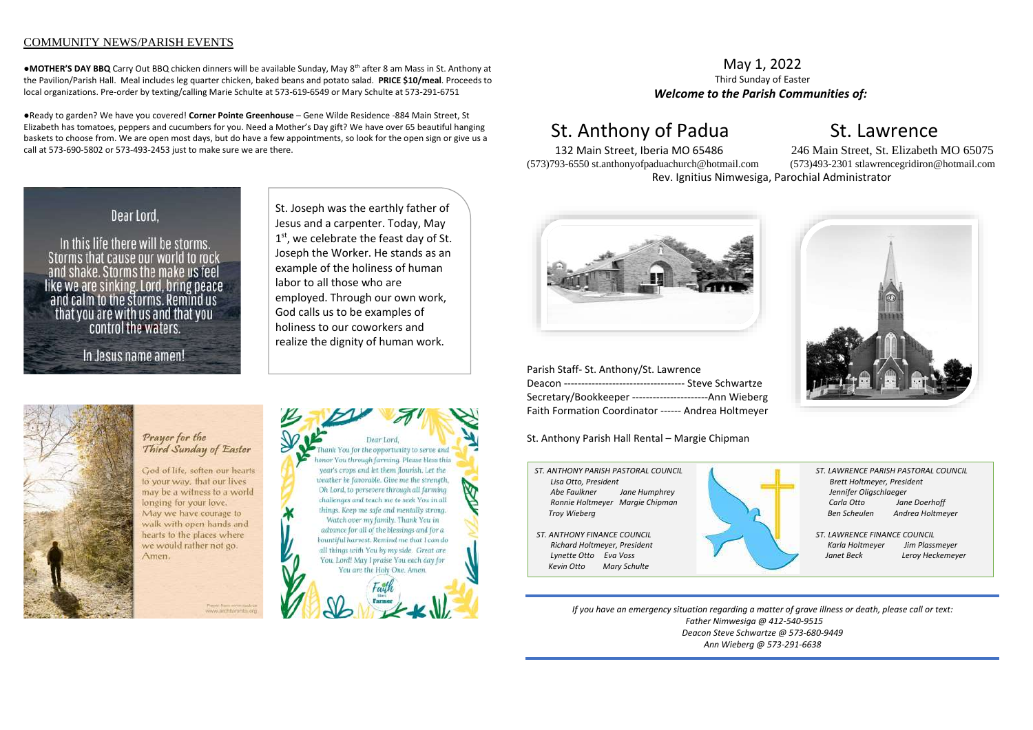## COMMUNITY NEWS/PARISH EVENTS

●**MOTHER'S DAY BBQ** Carry Out BBQ chicken dinners will be available Sunday, May 8th after 8 am Mass in St. Anthony at the Pavilion/Parish Hall. Meal includes leg quarter chicken, baked beans and potato salad. **PRICE $10/meal**. Proceeds to local organizations. Pre-order by texting/calling Marie Schulte at 573-619-6549 or Mary Schulte at 573-291-6751

●Ready to garden? We have you covered! **Corner Pointe Greenhouse** – Gene Wilde Residence -884 Main Street, St Elizabeth has tomatoes, peppers and cucumbers for you. Need a Mother's Day gift? We have over 65 beautiful hanging baskets to choose from. We are open most days, but do have a few appointments, so look for the open sign or give us a call at 573-690-5802 or 573-493-2453 just to make sure we are there.

Dear Lord,

In this life there will be storms. Storms that cause our world to rock and shake. Storms the make us feel like we are sinking. Lord, bring peace and calm to the storms. Remind us that you are with us and that you control the waters.

In Jesus name amen!

St. Joseph was the earthly father of Jesus and a carpenter. Today, May 1st, we celebrate the feast day of St. Joseph the Worker. He stands as an example of the holiness of human labor to all those who are employed. Through our own work, God calls us to be examples of holiness to our coworkers and realize the dignity of human work.

*Prayer for the Third Sunday of Easter*

God of life, soften our hearts to your way, that our lives may be a witness to a world longing for your love. May we have courage to walk with open hands and hearts to the places where we would rather not go. Amen.

Prayer from www.archtoronto.org

Dear Lord,
Thank You for the opportunity to serve and honor You through farming. Please bless this year's crops and let them flourish. Let the weather be favorable. Give me the strength, Oh Lord, to persevere through all farming challenges and teach me to seek You in all things. Keep me safe and mentally strong. Watch over my family. Thank You in advance for all of the blessings and for a bountiful harvest. Remind me that I can do all things with You by my side. Great are You, Lord! May I praise You each day for You are the Holy One. Amen.

Faith like a Farmer

May 1, 2022
Third Sunday of Easter
***Welcome to the Parish Communities of:***

# St. Anthony of Padua

132 Main Street, Iberia MO 65486
(573)793-6550 st.anthonyofpaduachurch@hotmail.com

# St. Lawrence

246 Main Street, St. Elizabeth MO 65075
(573)493-2301 stlawrencegridiron@hotmail.com

Rev. Ignitius Nimwesiga, Parochial Administrator

Parish Staff- St. Anthony/St. Lawrence
Deacon ----------------------------------- Steve Schwartze
Secretary/Bookkeeper ----------------------Ann Wieberg
Faith Formation Coordinator ------ Andrea Holtmeyer

St. Anthony Parish Hall Rental – Margie Chipman

*ST. ANTHONY PARISH PASTORAL COUNCIL*
*Lisa Otto, President*
*Abe Faulkner Jane Humphrey*
*Ronnie Holtmeyer Margie Chipman*
*Troy Wieberg*

*ST. ANTHONY FINANCE COUNCIL*
*Richard Holtmeyer, President*
*Lynette Otto Eva Voss*
*Kevin Otto Mary Schulte*

*ST. LAWRENCE PARISH PASTORAL COUNCIL*
*Brett Holtmeyer, President*
*Jennifer Oligschlaeger*
*Carla Otto Jane Doerhoff*
*Ben Scheulen Andrea Holtmeyer*

*ST. LAWRENCE FINANCE COUNCIL*
*Karla Holtmeyer Jim Plassmeyer*
*Janet Beck Leroy Heckemeyer*

*If you have an emergency situation regarding a matter of grave illness or death, please call or text:*
*Father Nimwesiga @ 412-540-9515*
*Deacon Steve Schwartze @ 573-680-9449*
*Ann Wieberg @ 573-291-6638*